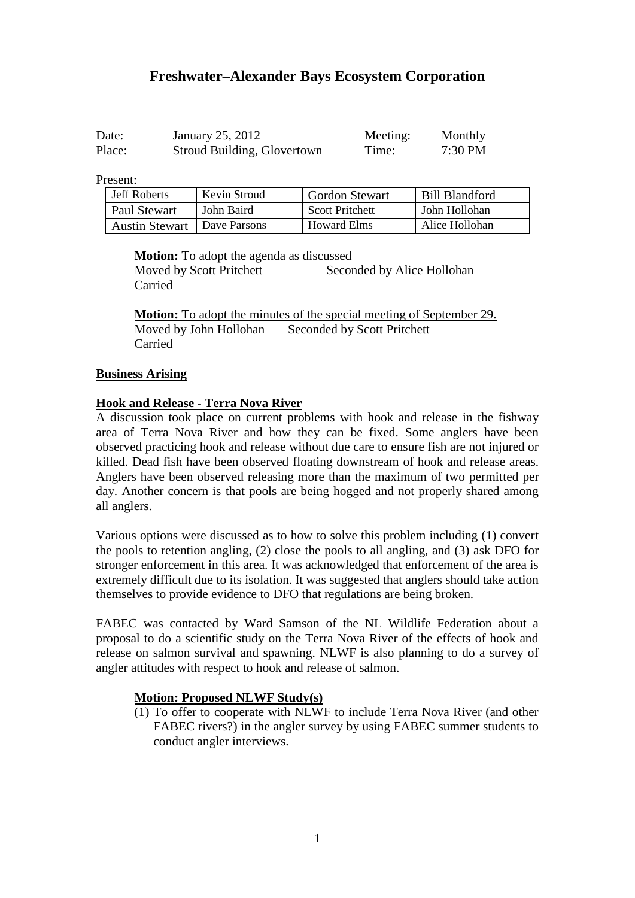# Freshwater–Alexander Bays Ecosystem Corporation

| Date: | January 25, 2012 | Meeting: | Monthly |
|---|---|---|---|
| Place: | Stroud Building, Glovertown | Time: | 7:30 PM |

Present:

| | | | |
|---|---|---|---|
| Jeff Roberts | Kevin Stroud | Gordon Stewart | Bill Blandford |
| Paul Stewart | John Baird | Scott Pritchett | John Hollohan |
| Austin Stewart | Dave Parsons | Howard Elms | Alice Hollohan |

**Motion:** <u>To adopt the agenda as discussed</u>
Moved by Scott Pritchett Seconded by Alice Hollohan
Carried

**Motion:** <u>To adopt the minutes of the special meeting of September 29.</u>
Moved by John Hollohan Seconded by Scott Pritchett
Carried

## Business Arising

### Hook and Release - Terra Nova River

A discussion took place on current problems with hook and release in the fishway area of Terra Nova River and how they can be fixed. Some anglers have been observed practicing hook and release without due care to ensure fish are not injured or killed. Dead fish have been observed floating downstream of hook and release areas. Anglers have been observed releasing more than the maximum of two permitted per day. Another concern is that pools are being hogged and not properly shared among all anglers.

Various options were discussed as to how to solve this problem including (1) convert the pools to retention angling, (2) close the pools to all angling, and (3) ask DFO for stronger enforcement in this area. It was acknowledged that enforcement of the area is extremely difficult due to its isolation. It was suggested that anglers should take action themselves to provide evidence to DFO that regulations are being broken.

FABEC was contacted by Ward Samson of the NL Wildlife Federation about a proposal to do a scientific study on the Terra Nova River of the effects of hook and release on salmon survival and spawning. NLWF is also planning to do a survey of angler attitudes with respect to hook and release of salmon.

**Motion: Proposed NLWF Study(s)**

(1) To offer to cooperate with NLWF to include Terra Nova River (and other FABEC rivers?) in the angler survey by using FABEC summer students to conduct angler interviews.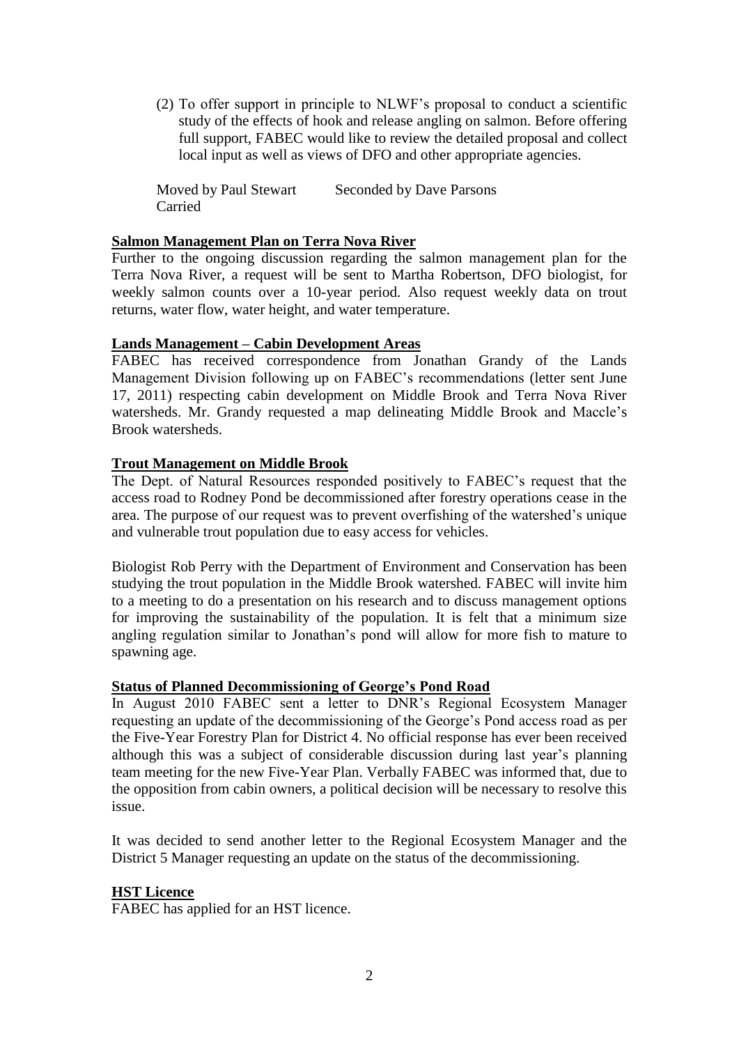(2) To offer support in principle to NLWF's proposal to conduct a scientific study of the effects of hook and release angling on salmon. Before offering full support, FABEC would like to review the detailed proposal and collect local input as well as views of DFO and other appropriate agencies.

Moved by Paul Stewart Seconded by Dave Parsons
Carried

## Salmon Management Plan on Terra Nova River

Further to the ongoing discussion regarding the salmon management plan for the Terra Nova River, a request will be sent to Martha Robertson, DFO biologist, for weekly salmon counts over a 10-year period. Also request weekly data on trout returns, water flow, water height, and water temperature.

## Lands Management – Cabin Development Areas

FABEC has received correspondence from Jonathan Grandy of the Lands Management Division following up on FABEC's recommendations (letter sent June 17, 2011) respecting cabin development on Middle Brook and Terra Nova River watersheds. Mr. Grandy requested a map delineating Middle Brook and Maccle's Brook watersheds.

## Trout Management on Middle Brook

The Dept. of Natural Resources responded positively to FABEC's request that the access road to Rodney Pond be decommissioned after forestry operations cease in the area. The purpose of our request was to prevent overfishing of the watershed's unique and vulnerable trout population due to easy access for vehicles.

Biologist Rob Perry with the Department of Environment and Conservation has been studying the trout population in the Middle Brook watershed. FABEC will invite him to a meeting to do a presentation on his research and to discuss management options for improving the sustainability of the population. It is felt that a minimum size angling regulation similar to Jonathan's pond will allow for more fish to mature to spawning age.

## Status of Planned Decommissioning of George's Pond Road

In August 2010 FABEC sent a letter to DNR's Regional Ecosystem Manager requesting an update of the decommissioning of the George's Pond access road as per the Five-Year Forestry Plan for District 4. No official response has ever been received although this was a subject of considerable discussion during last year's planning team meeting for the new Five-Year Plan. Verbally FABEC was informed that, due to the opposition from cabin owners, a political decision will be necessary to resolve this issue.

It was decided to send another letter to the Regional Ecosystem Manager and the District 5 Manager requesting an update on the status of the decommissioning.

## HST Licence

FABEC has applied for an HST licence.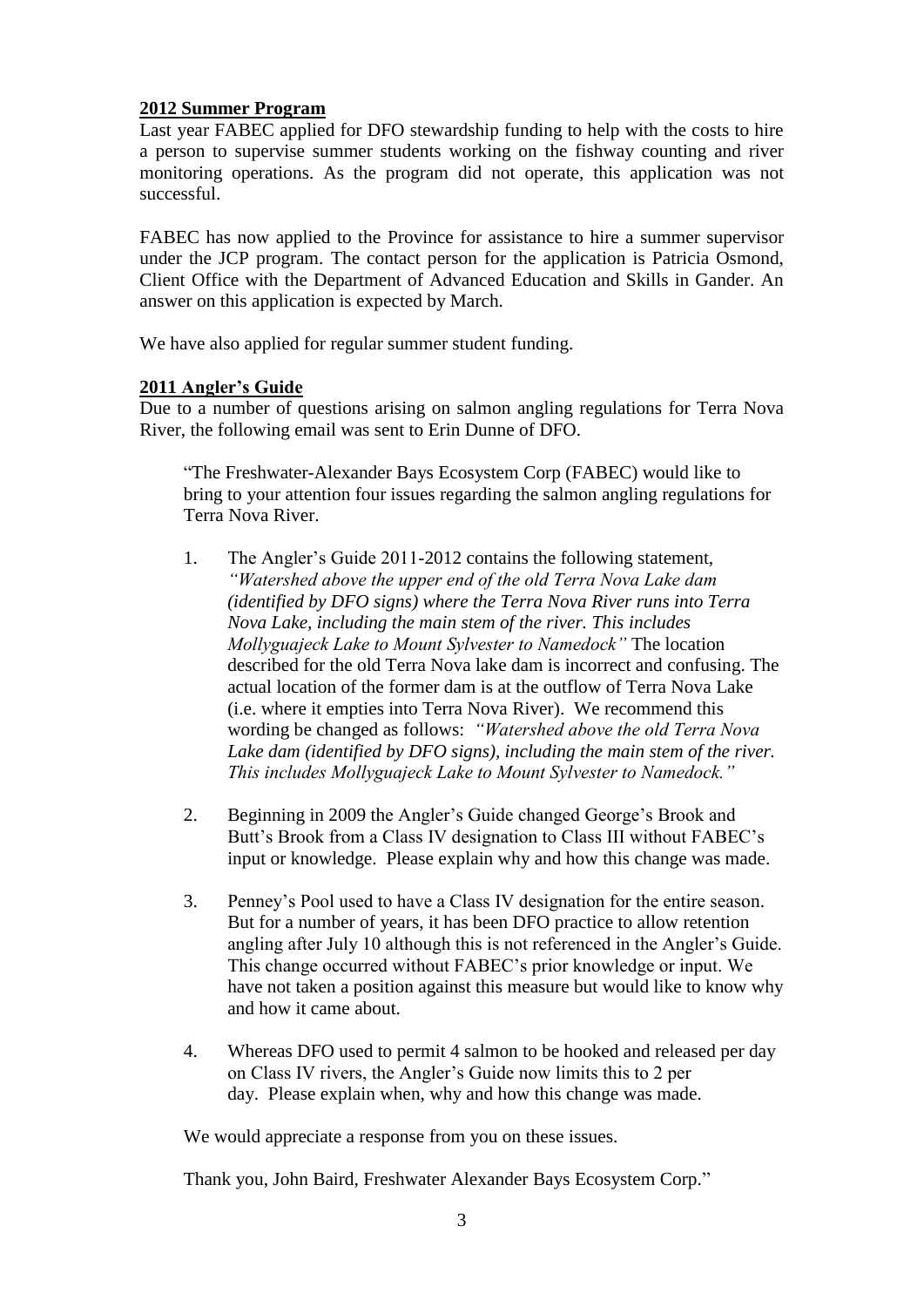## 2012 Summer Program

Last year FABEC applied for DFO stewardship funding to help with the costs to hire a person to supervise summer students working on the fishway counting and river monitoring operations. As the program did not operate, this application was not successful.

FABEC has now applied to the Province for assistance to hire a summer supervisor under the JCP program. The contact person for the application is Patricia Osmond, Client Office with the Department of Advanced Education and Skills in Gander. An answer on this application is expected by March.

We have also applied for regular summer student funding.

## 2011 Angler's Guide

Due to a number of questions arising on salmon angling regulations for Terra Nova River, the following email was sent to Erin Dunne of DFO.

> "The Freshwater-Alexander Bays Ecosystem Corp (FABEC) would like to bring to your attention four issues regarding the salmon angling regulations for Terra Nova River.
>
> 1. The Angler's Guide 2011-2012 contains the following statement, *"Watershed above the upper end of the old Terra Nova Lake dam (identified by DFO signs) where the Terra Nova River runs into Terra Nova Lake, including the main stem of the river. This includes Mollyguajeck Lake to Mount Sylvester to Namedock"* The location described for the old Terra Nova lake dam is incorrect and confusing. The actual location of the former dam is at the outflow of Terra Nova Lake (i.e. where it empties into Terra Nova River). We recommend this wording be changed as follows: *"Watershed above the old Terra Nova Lake dam (identified by DFO signs), including the main stem of the river. This includes Mollyguajeck Lake to Mount Sylvester to Namedock."*
>
> 2. Beginning in 2009 the Angler's Guide changed George's Brook and Butt's Brook from a Class IV designation to Class III without FABEC's input or knowledge. Please explain why and how this change was made.
>
> 3. Penney's Pool used to have a Class IV designation for the entire season. But for a number of years, it has been DFO practice to allow retention angling after July 10 although this is not referenced in the Angler's Guide. This change occurred without FABEC's prior knowledge or input. We have not taken a position against this measure but would like to know why and how it came about.
>
> 4. Whereas DFO used to permit 4 salmon to be hooked and released per day on Class IV rivers, the Angler's Guide now limits this to 2 per day. Please explain when, why and how this change was made.
>
> We would appreciate a response from you on these issues.
>
> Thank you, John Baird, Freshwater Alexander Bays Ecosystem Corp."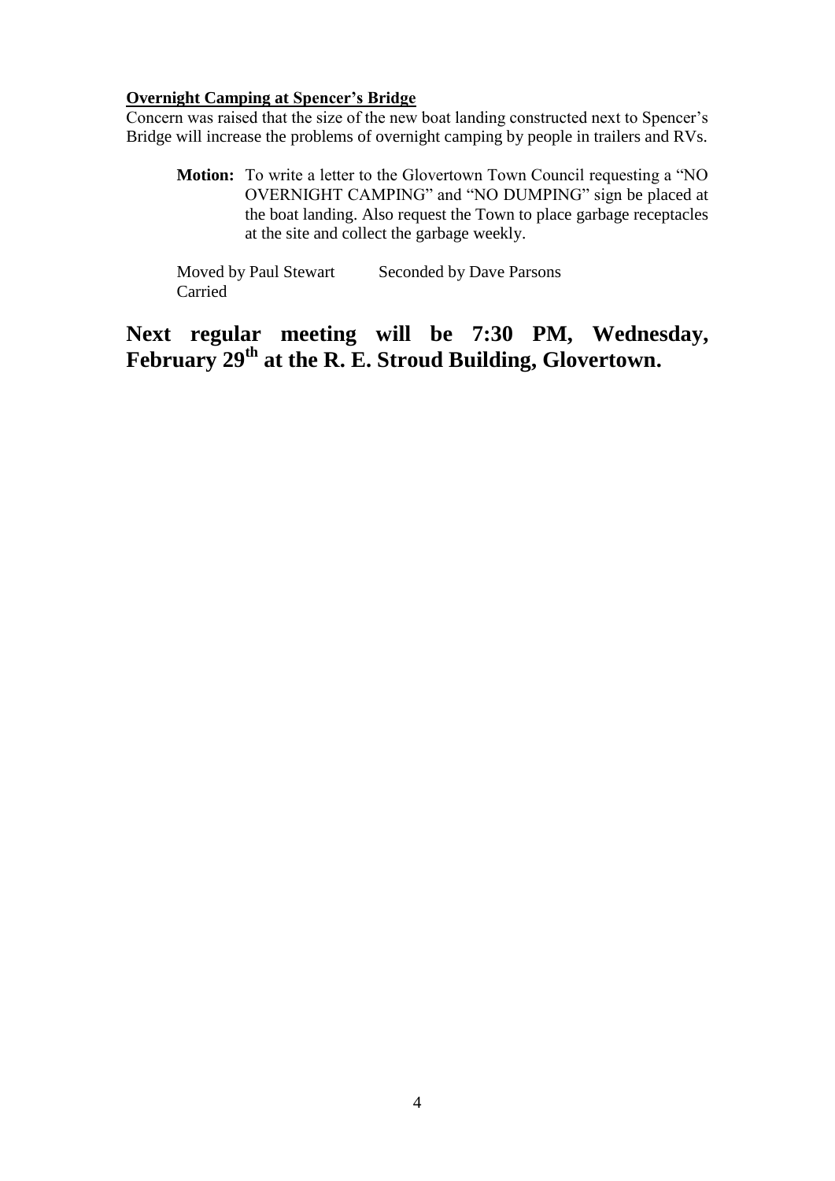**<u>Overnight Camping at Spencer's Bridge</u>**

Concern was raised that the size of the new boat landing constructed next to Spencer's Bridge will increase the problems of overnight camping by people in trailers and RVs.

> **Motion:** To write a letter to the Glovertown Town Council requesting a "NO OVERNIGHT CAMPING" and "NO DUMPING" sign be placed at the boat landing. Also request the Town to place garbage receptacles at the site and collect the garbage weekly.
>
> Moved by Paul Stewart    Seconded by Dave Parsons
> Carried

**Next regular meeting will be 7:30 PM, Wednesday, February 29th at the R. E. Stroud Building, Glovertown.**